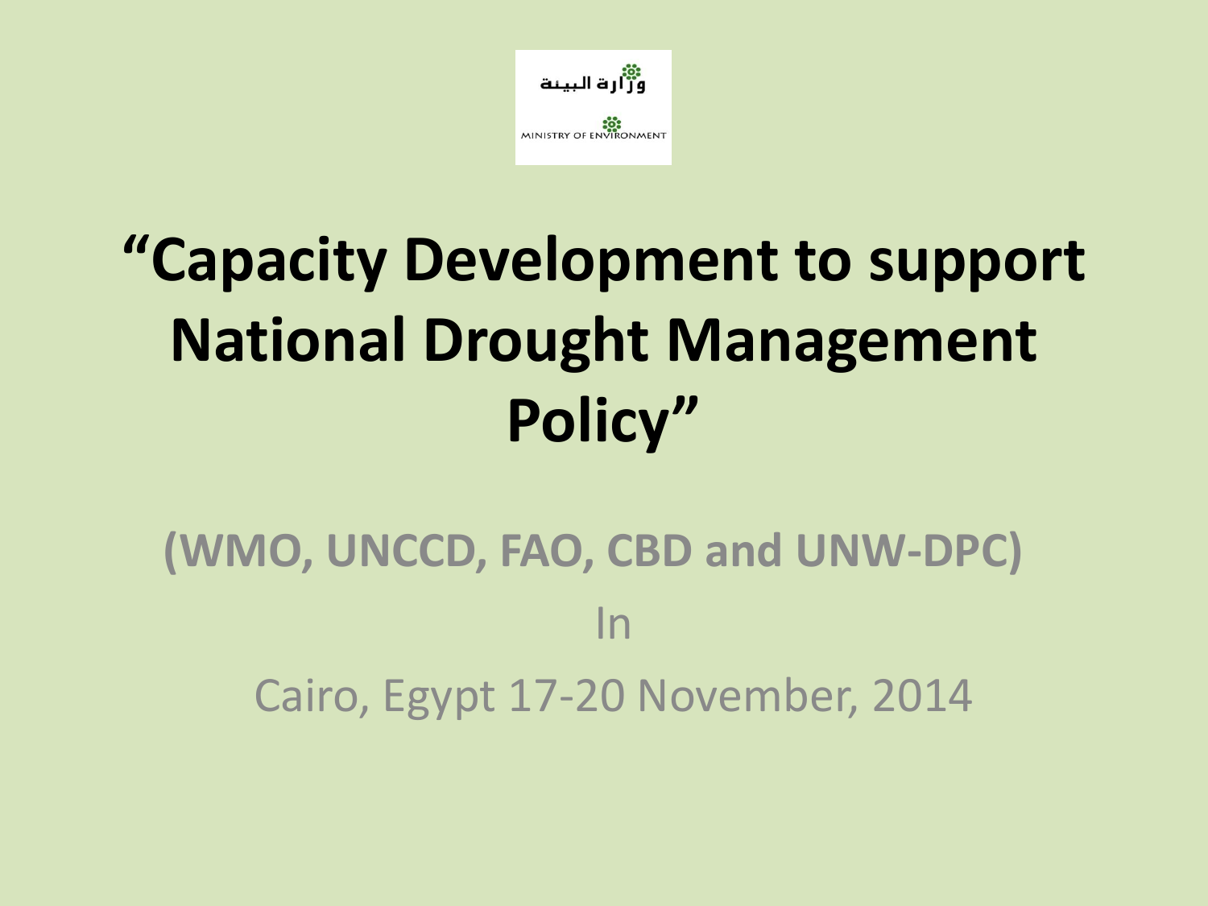وزارة البيئة

MINISTRY OF ENVIRONMENT

# "Capacity Development to support National Drought Management Policy"

**(WMO, UNCCD, FAO, CBD and UNW-DPC)**

In

Cairo, Egypt 17-20 November, 2014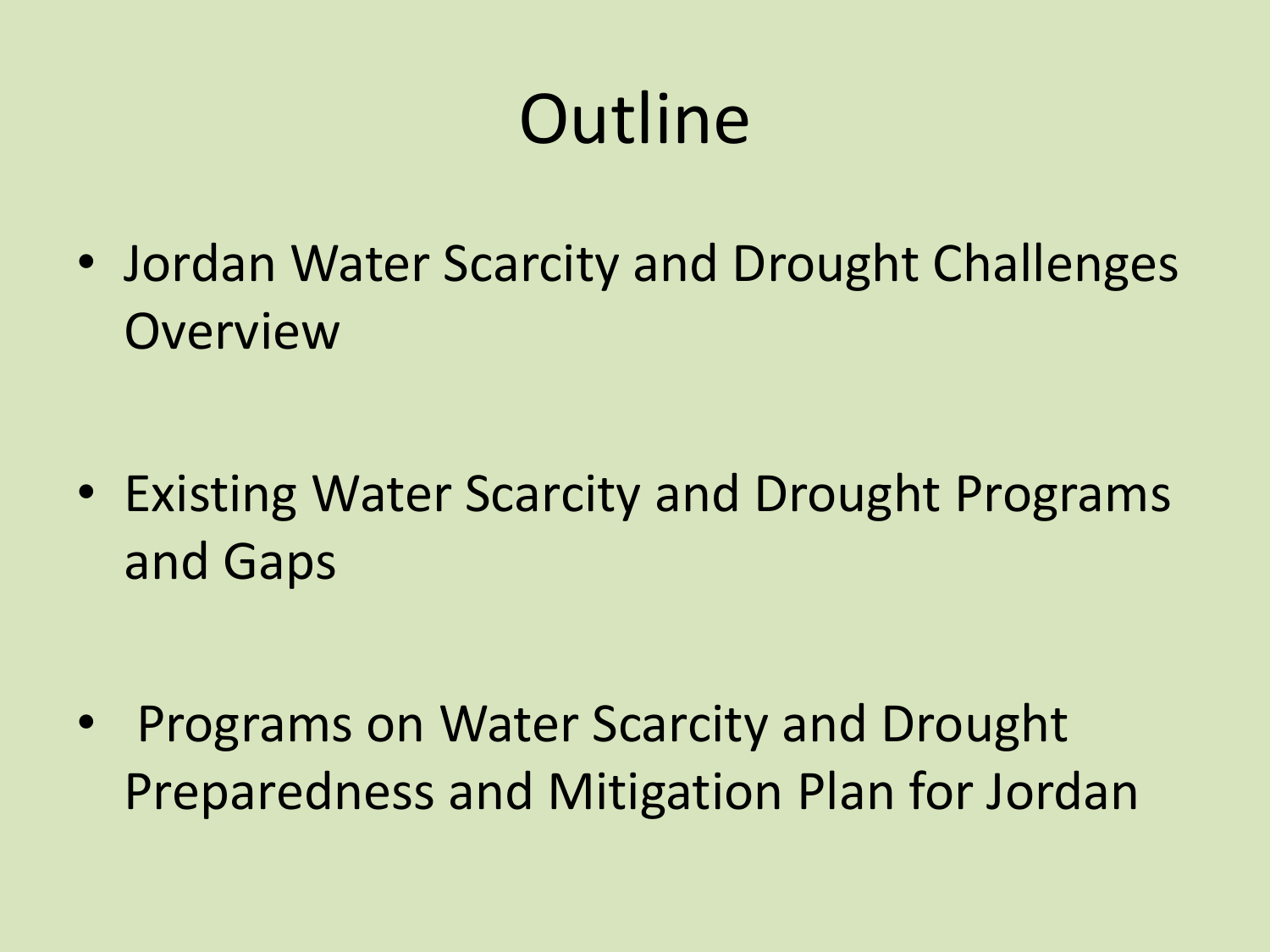# Outline

- Jordan Water Scarcity and Drought Challenges Overview
- Existing Water Scarcity and Drought Programs and Gaps
- Programs on Water Scarcity and Drought Preparedness and Mitigation Plan for Jordan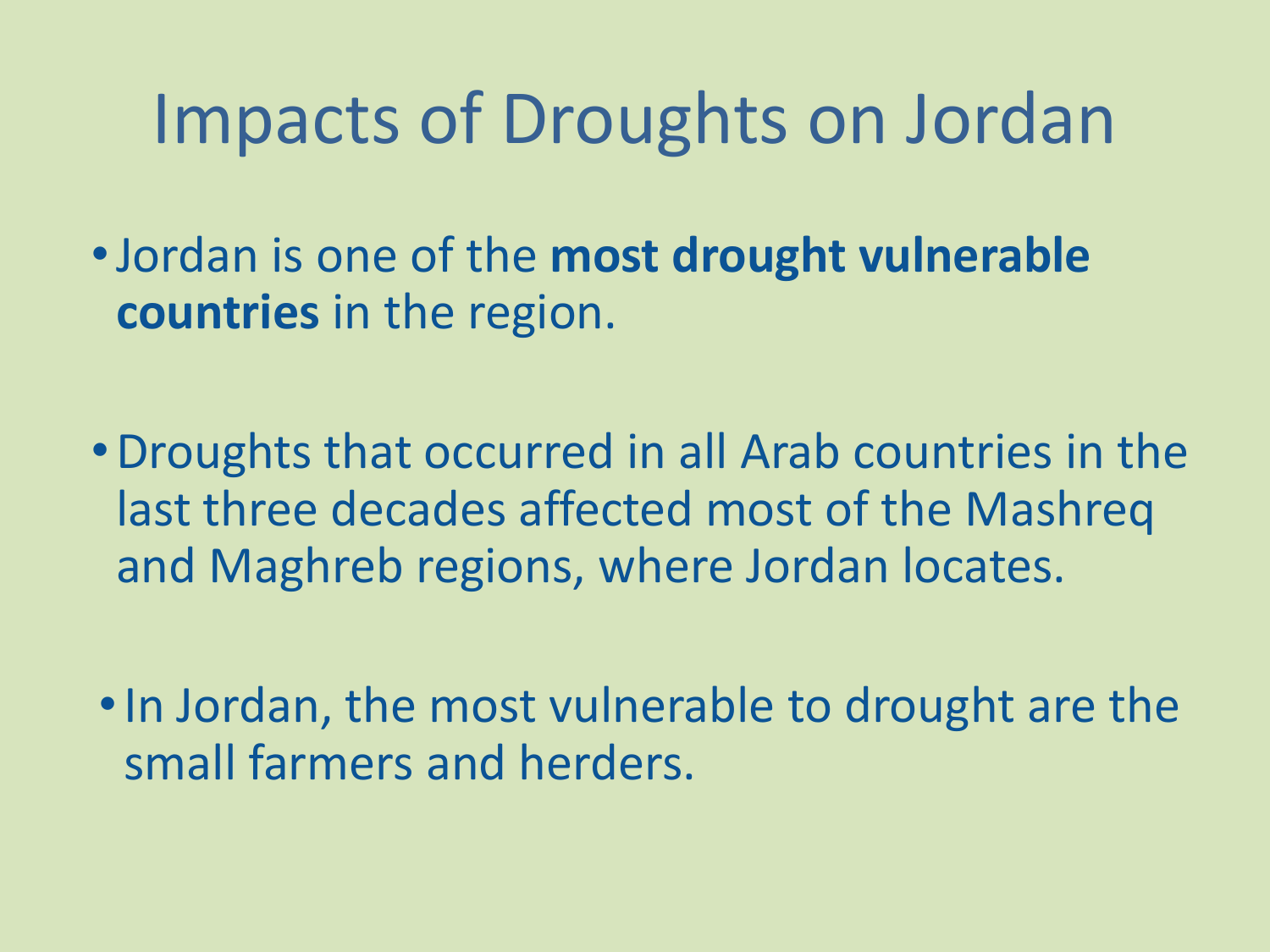# Impacts of Droughts on Jordan

- Jordan is one of the **most drought vulnerable countries** in the region.

- Droughts that occurred in all Arab countries in the last three decades affected most of the Mashreq and Maghreb regions, where Jordan locates.

- In Jordan, the most vulnerable to drought are the small farmers and herders.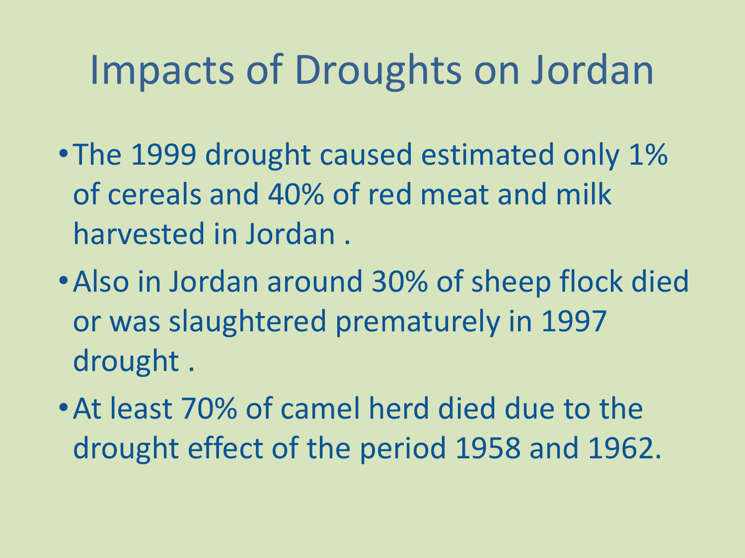# Impacts of Droughts on Jordan

- The 1999 drought caused estimated only 1% of cereals and 40% of red meat and milk harvested in Jordan .
- Also in Jordan around 30% of sheep flock died or was slaughtered prematurely in 1997 drought .
- At least 70% of camel herd died due to the drought effect of the period 1958 and 1962.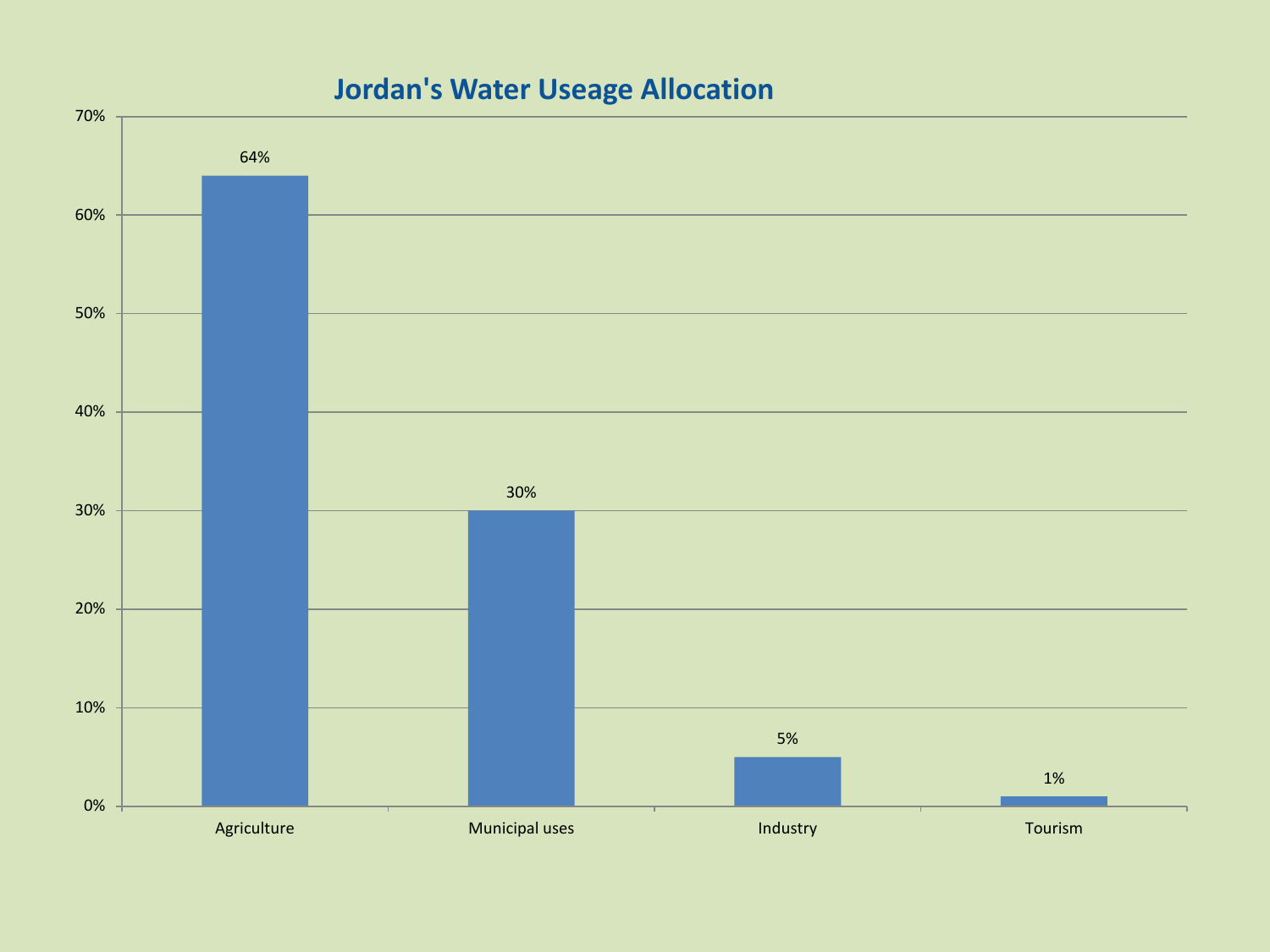# Jordan's Water Useage Allocation

| Category | Percentage |
| --- | --- |
| Agriculture | 64% |
| Municipal uses | 30% |
| Industry | 5% |
| Tourism | 1% |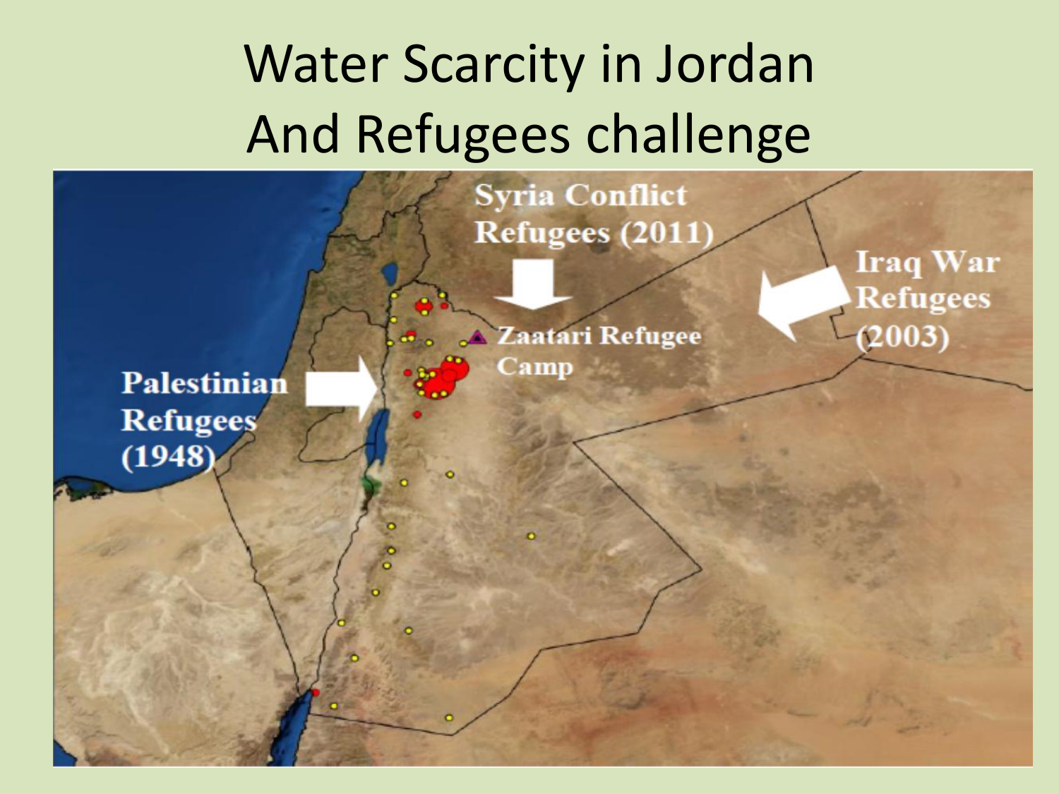# Water Scarcity in Jordan And Refugees challenge

Syria Conflict Refugees (2011)

Iraq War Refugees (2003)

Zaatari Refugee Camp

Palestinian Refugees (1948)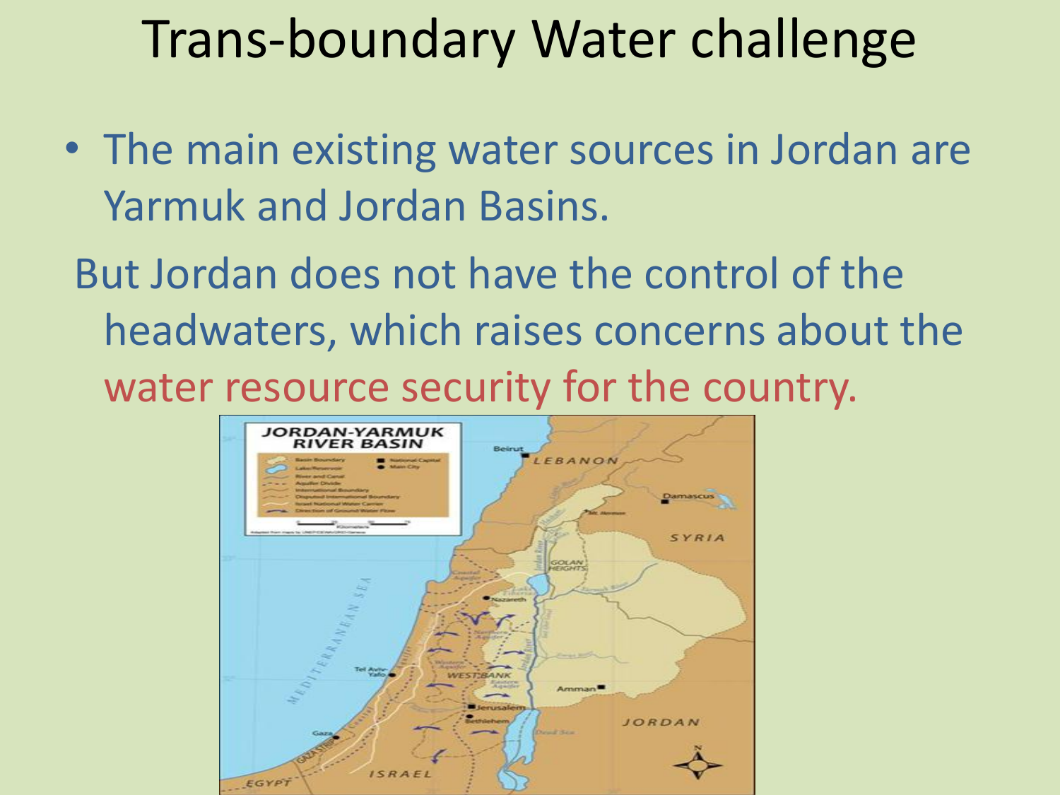# Trans-boundary Water challenge

- The main existing water sources in Jordan are Yarmuk and Jordan Basins.

But Jordan does not have the control of the headwaters, which raises concerns about the water resource security for the country.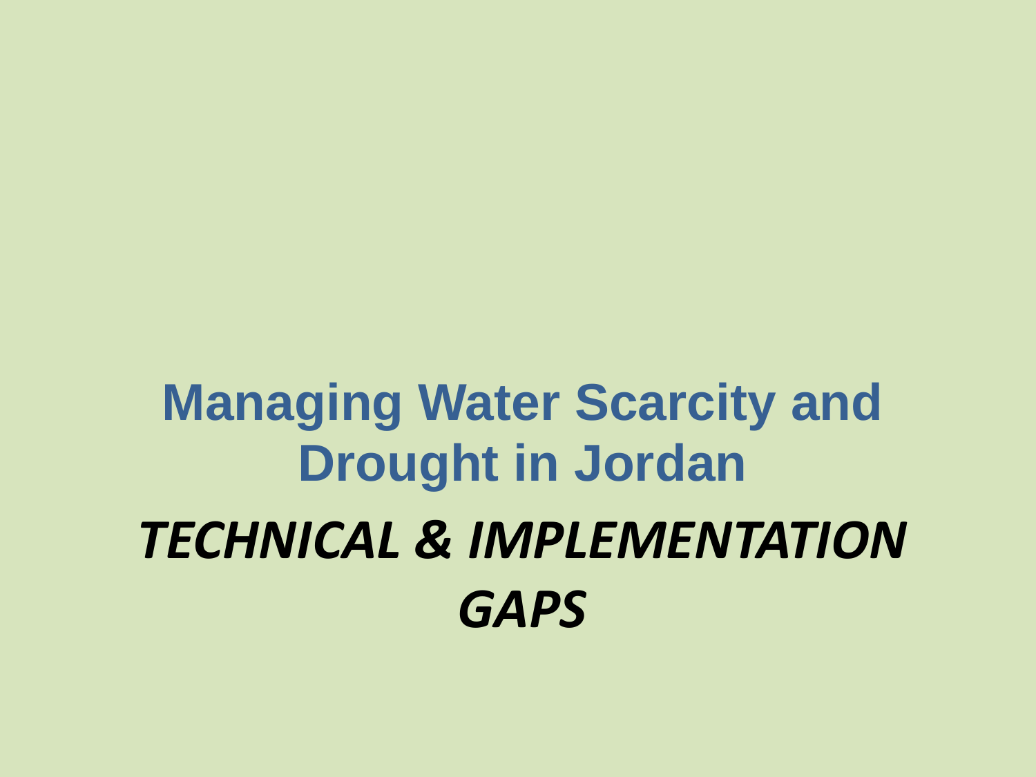# Managing Water Scarcity and Drought in Jordan

## *TECHNICAL & IMPLEMENTATION GAPS*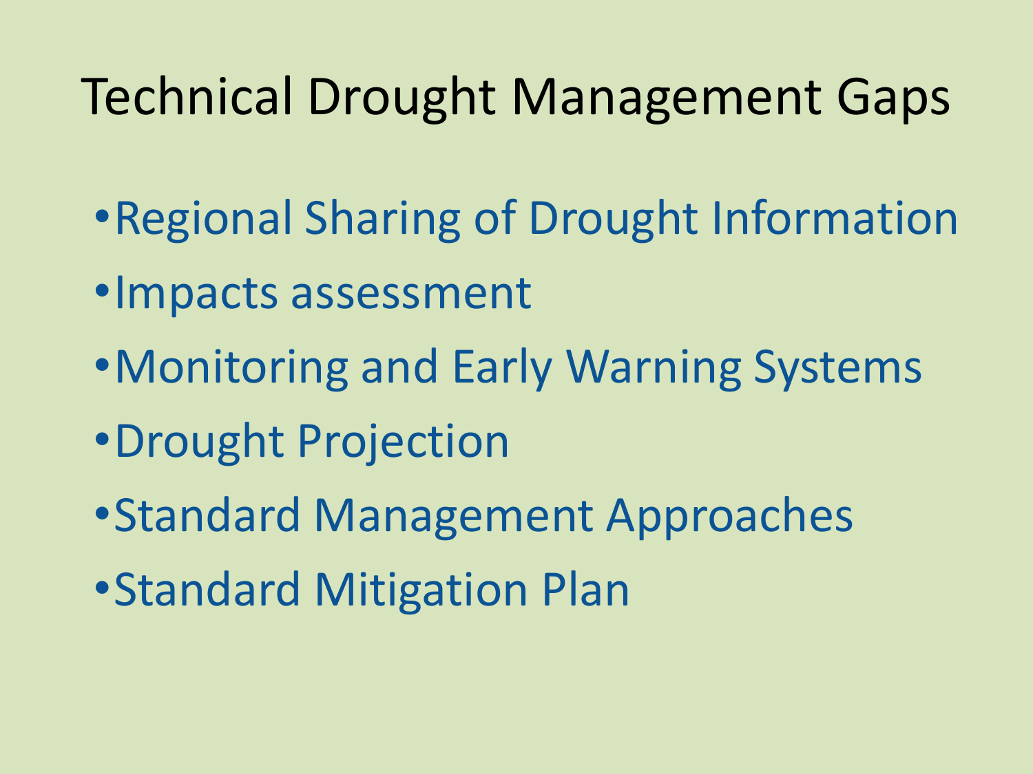# Technical Drought Management Gaps

- Regional Sharing of Drought Information
- Impacts assessment
- Monitoring and Early Warning Systems
- Drought Projection
- Standard Management Approaches
- Standard Mitigation Plan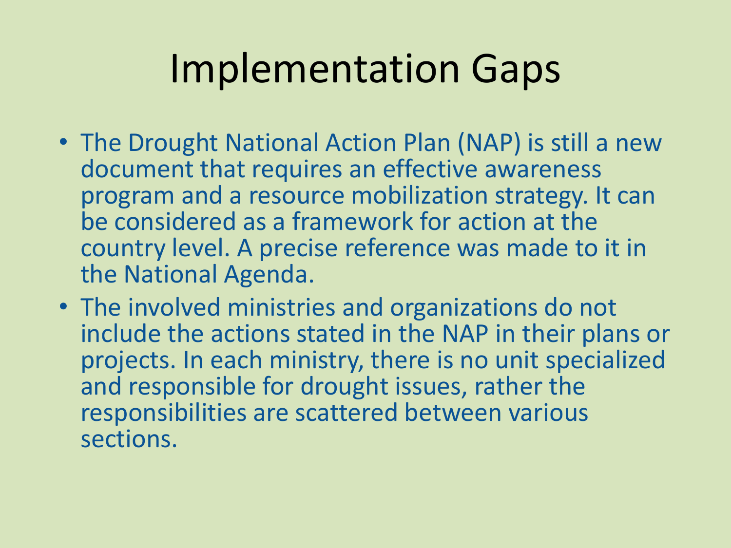# Implementation Gaps

- The Drought National Action Plan (NAP) is still a new document that requires an effective awareness program and a resource mobilization strategy. It can be considered as a framework for action at the country level. A precise reference was made to it in the National Agenda.
- The involved ministries and organizations do not include the actions stated in the NAP in their plans or projects. In each ministry, there is no unit specialized and responsible for drought issues, rather the responsibilities are scattered between various sections.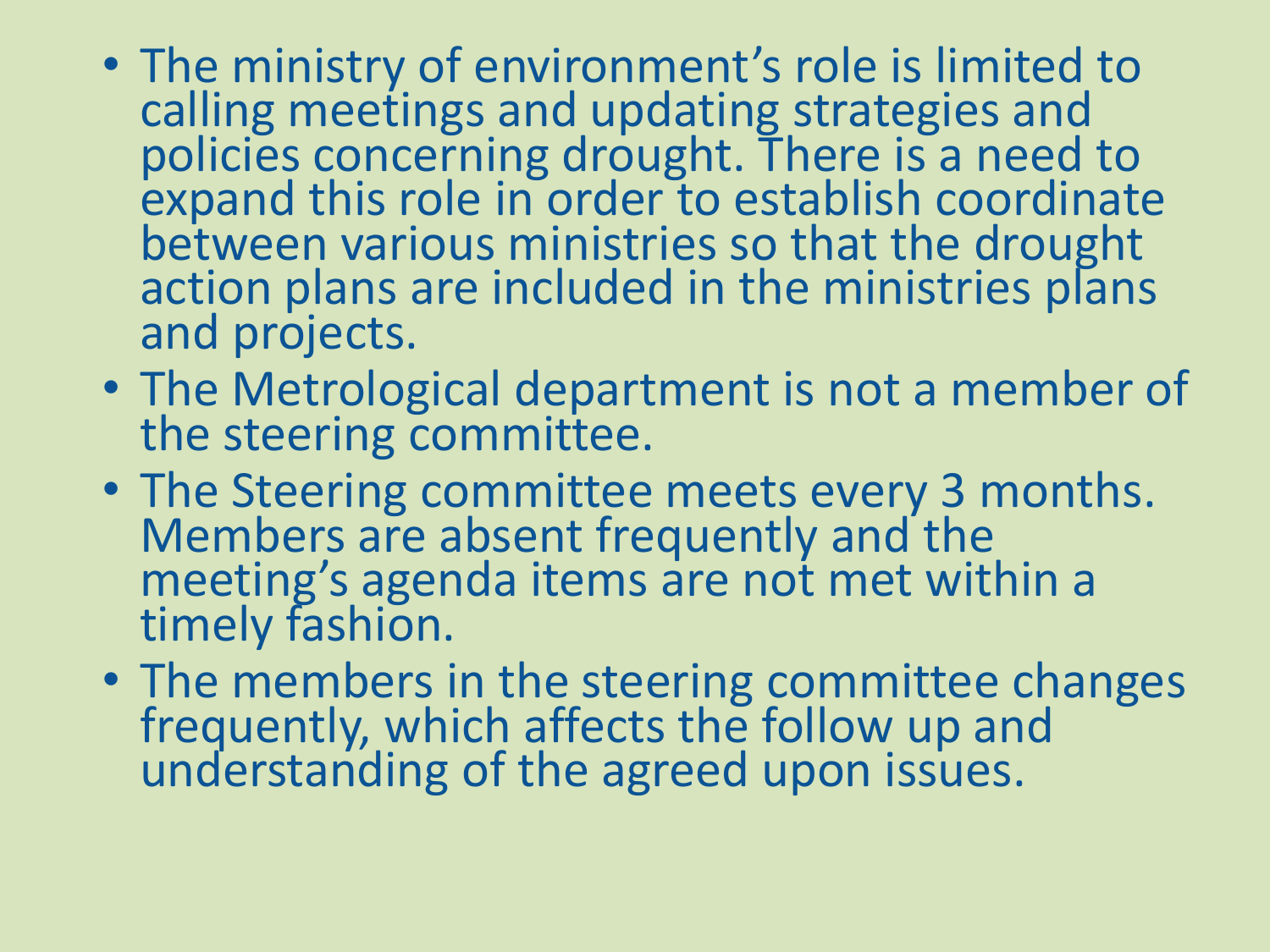- The ministry of environment's role is limited to calling meetings and updating strategies and policies concerning drought. There is a need to expand this role in order to establish coordinate between various ministries so that the drought action plans are included in the ministries plans and projects.
- The Metrological department is not a member of the steering committee.
- The Steering committee meets every 3 months. Members are absent frequently and the meeting's agenda items are not met within a timely fashion.
- The members in the steering committee changes frequently, which affects the follow up and understanding of the agreed upon issues.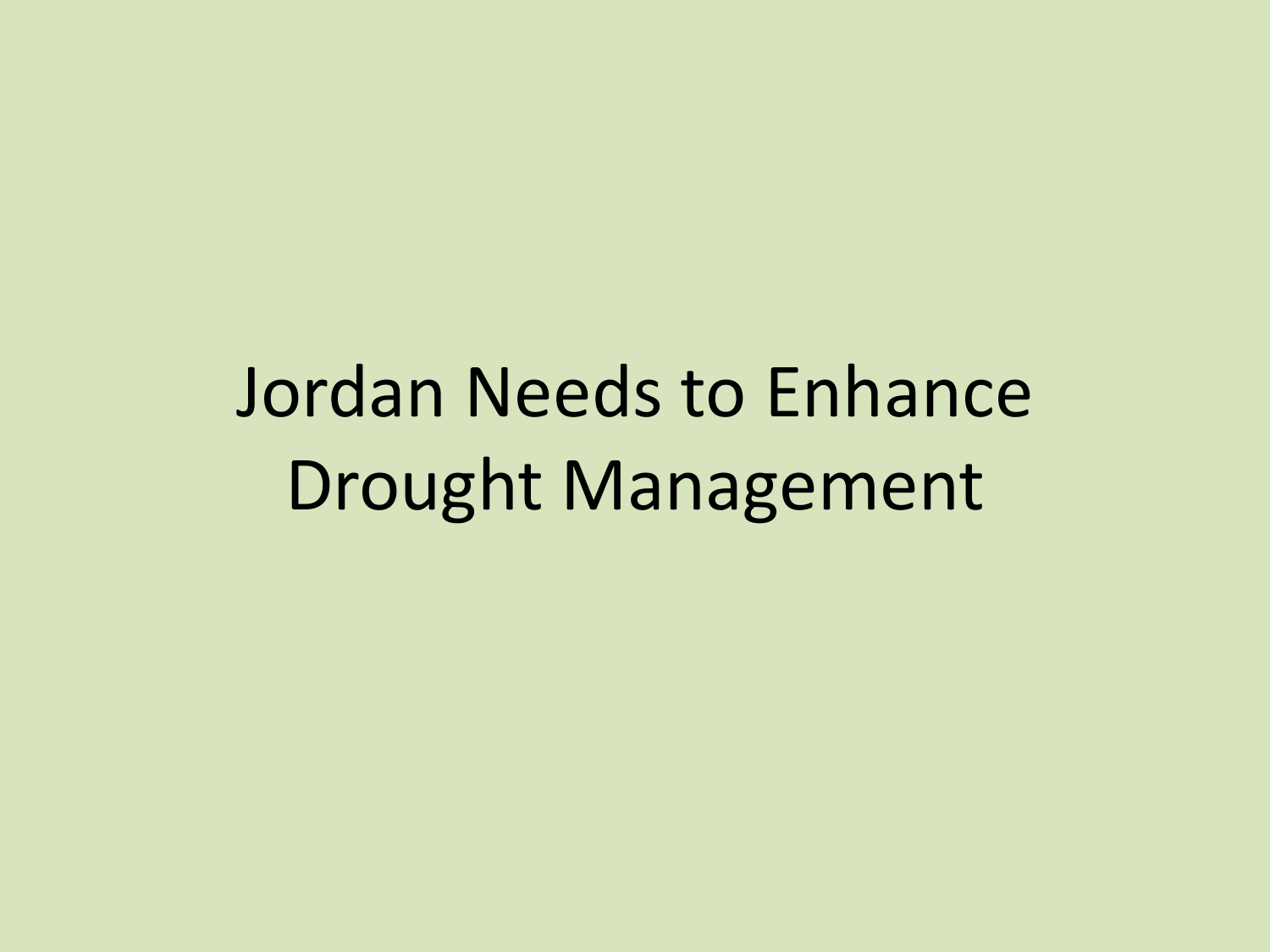# Jordan Needs to Enhance Drought Management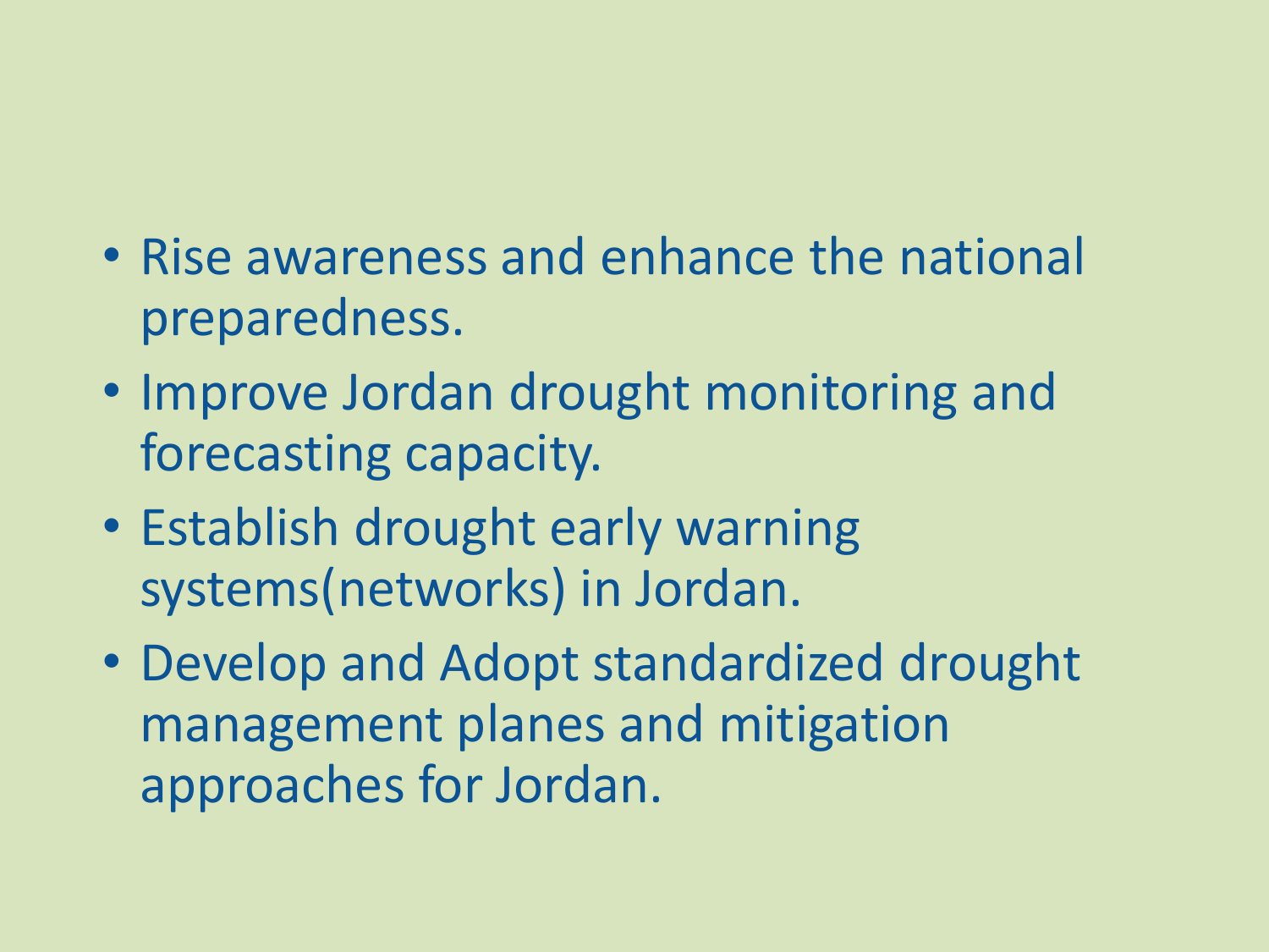- Rise awareness and enhance the national preparedness.
- Improve Jordan drought monitoring and forecasting capacity.
- Establish drought early warning systems(networks) in Jordan.
- Develop and Adopt standardized drought management planes and mitigation approaches for Jordan.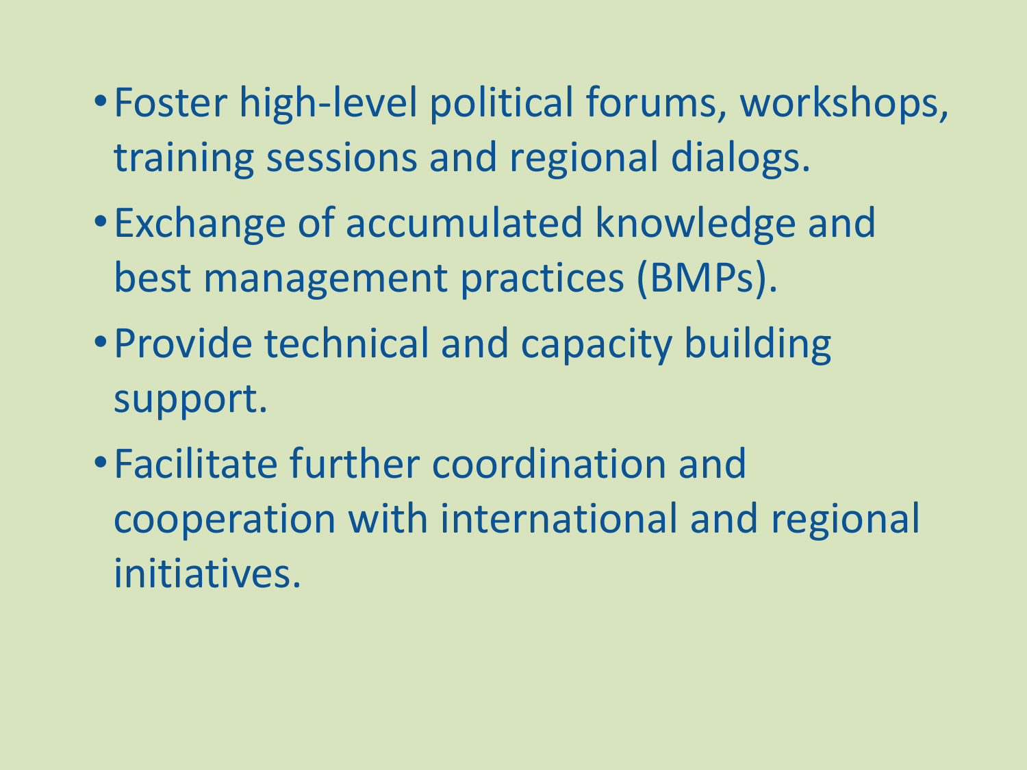- Foster high-level political forums, workshops, training sessions and regional dialogs.
- Exchange of accumulated knowledge and best management practices (BMPs).
- Provide technical and capacity building support.
- Facilitate further coordination and cooperation with international and regional initiatives.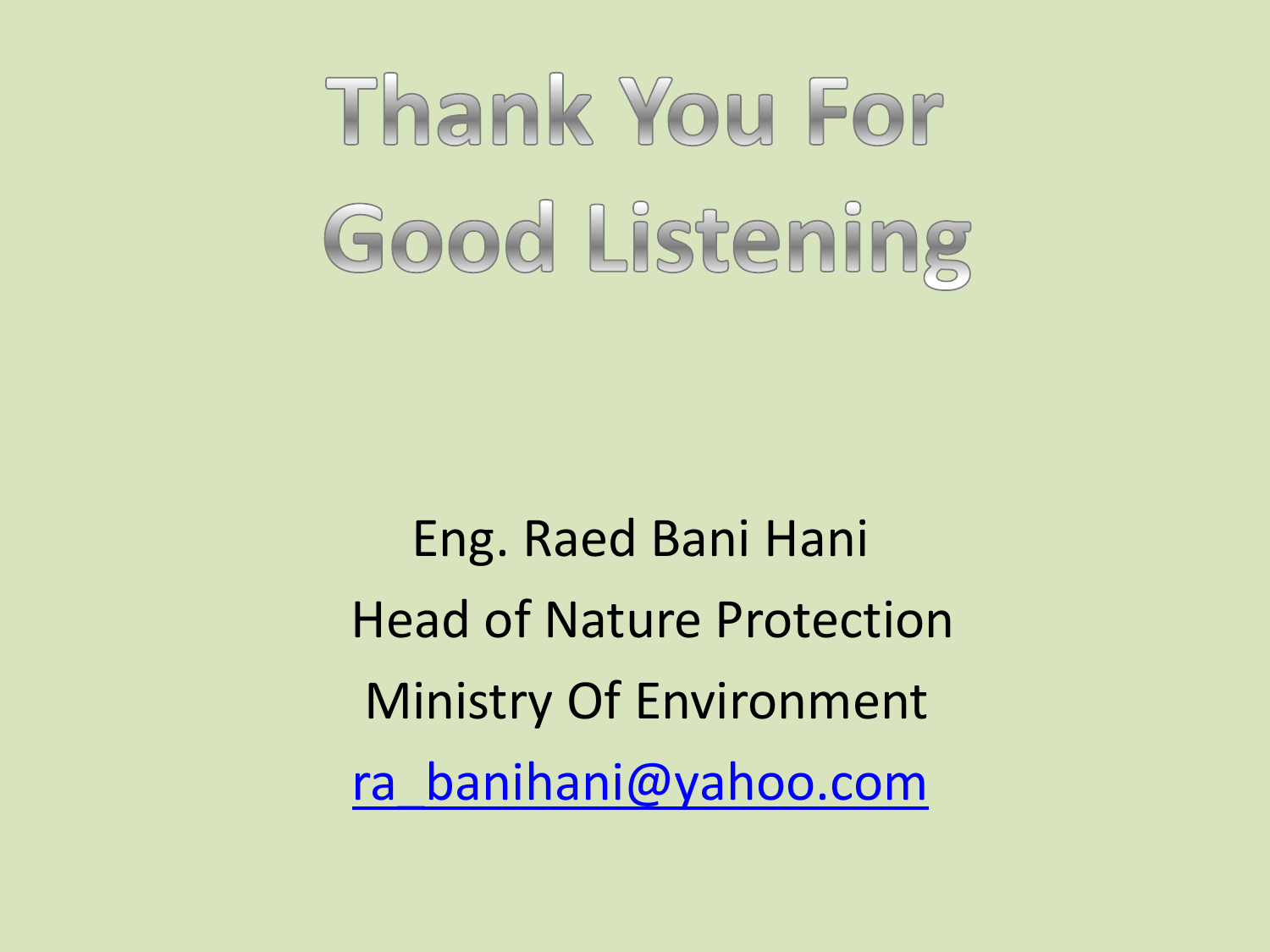# Thank You For Good Listening

Eng. Raed Bani Hani

Head of Nature Protection

Ministry Of Environment

ra_banihani@yahoo.com